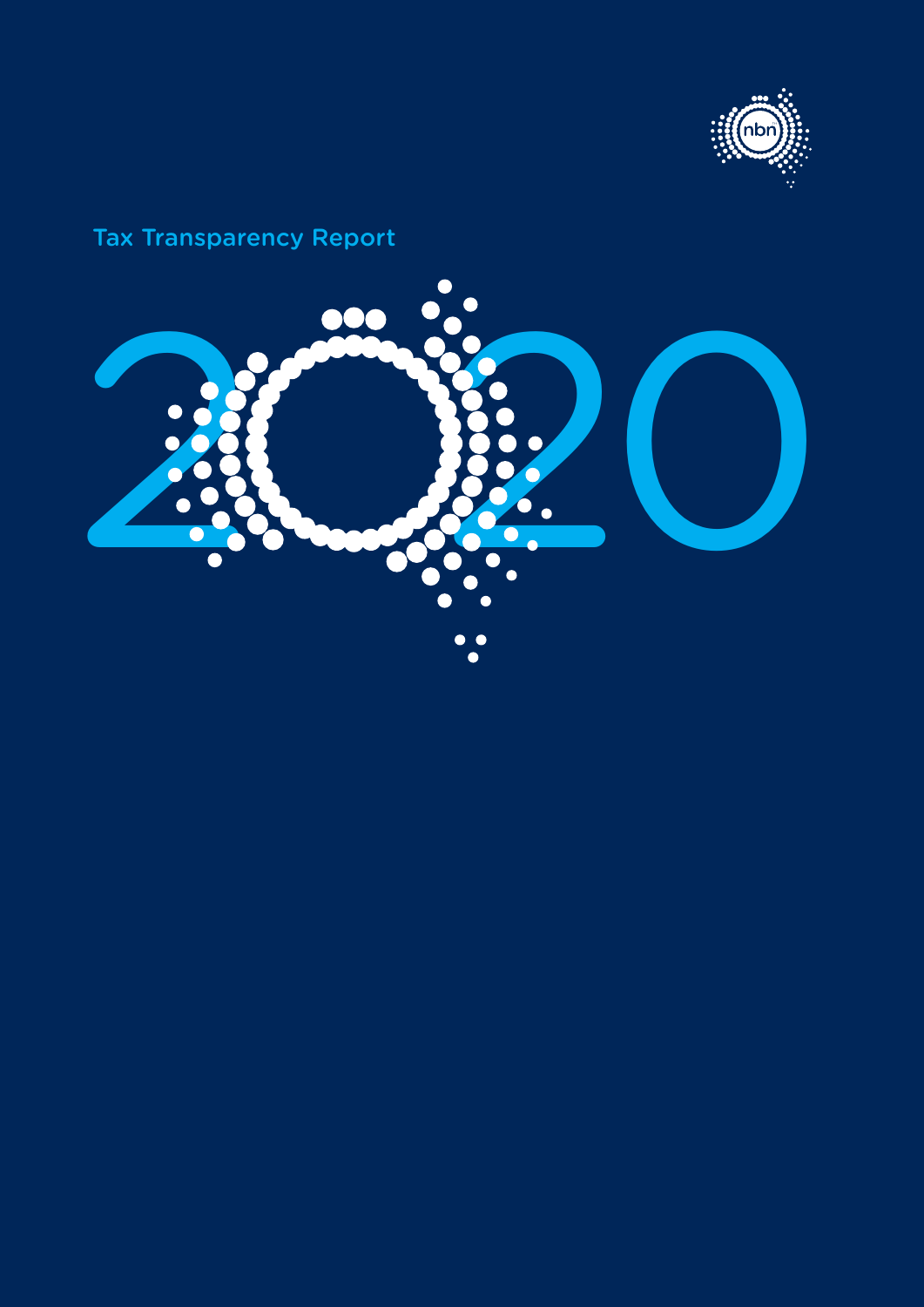# Tax Transparency Report

# 2020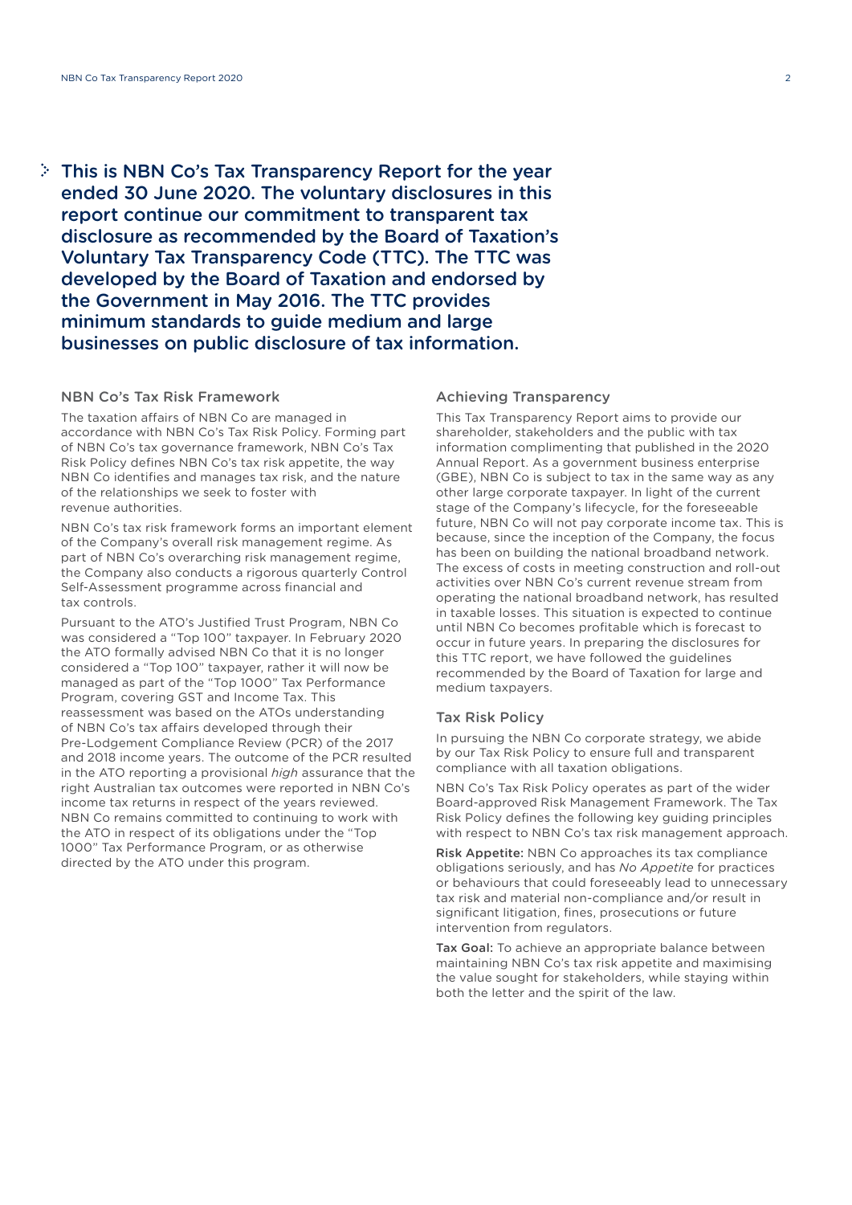This is NBN Co's Tax Transparency Report for the year ended 30 June 2020. The voluntary disclosures in this report continue our commitment to transparent tax disclosure as recommended by the Board of Taxation's Voluntary Tax Transparency Code (TTC). The TTC was developed by the Board of Taxation and endorsed by the Government in May 2016. The TTC provides minimum standards to guide medium and large businesses on public disclosure of tax information.

## NBN Co's Tax Risk Framework

The taxation affairs of NBN Co are managed in accordance with NBN Co's Tax Risk Policy. Forming part of NBN Co's tax governance framework, NBN Co's Tax Risk Policy defines NBN Co's tax risk appetite, the way NBN Co identifies and manages tax risk, and the nature of the relationships we seek to foster with revenue authorities.

NBN Co's tax risk framework forms an important element of the Company's overall risk management regime. As part of NBN Co's overarching risk management regime, the Company also conducts a rigorous quarterly Control Self-Assessment programme across financial and tax controls.

Pursuant to the ATO's Justified Trust Program, NBN Co was considered a "Top 100" taxpayer. In February 2020 the ATO formally advised NBN Co that it is no longer considered a "Top 100" taxpayer, rather it will now be managed as part of the "Top 1000" Tax Performance Program, covering GST and Income Tax. This reassessment was based on the ATOs understanding of NBN Co's tax affairs developed through their Pre-Lodgement Compliance Review (PCR) of the 2017 and 2018 income years. The outcome of the PCR resulted in the ATO reporting a provisional *high* assurance that the right Australian tax outcomes were reported in NBN Co's income tax returns in respect of the years reviewed. NBN Co remains committed to continuing to work with the ATO in respect of its obligations under the "Top 1000" Tax Performance Program, or as otherwise directed by the ATO under this program.

## Achieving Transparency

This Tax Transparency Report aims to provide our shareholder, stakeholders and the public with tax information complimenting that published in the 2020 Annual Report. As a government business enterprise (GBE), NBN Co is subject to tax in the same way as any other large corporate taxpayer. In light of the current stage of the Company's lifecycle, for the foreseeable future, NBN Co will not pay corporate income tax. This is because, since the inception of the Company, the focus has been on building the national broadband network. The excess of costs in meeting construction and roll-out activities over NBN Co's current revenue stream from operating the national broadband network, has resulted in taxable losses. This situation is expected to continue until NBN Co becomes profitable which is forecast to occur in future years. In preparing the disclosures for this TTC report, we have followed the guidelines recommended by the Board of Taxation for large and medium taxpayers.

## Tax Risk Policy

In pursuing the NBN Co corporate strategy, we abide by our Tax Risk Policy to ensure full and transparent compliance with all taxation obligations.

NBN Co's Tax Risk Policy operates as part of the wider Board-approved Risk Management Framework. The Tax Risk Policy defines the following key guiding principles with respect to NBN Co's tax risk management approach.

**Risk Appetite:** NBN Co approaches its tax compliance obligations seriously, and has *No Appetite* for practices or behaviours that could foreseeably lead to unnecessary tax risk and material non-compliance and/or result in significant litigation, fines, prosecutions or future intervention from regulators.

**Tax Goal:** To achieve an appropriate balance between maintaining NBN Co's tax risk appetite and maximising the value sought for stakeholders, while staying within both the letter and the spirit of the law.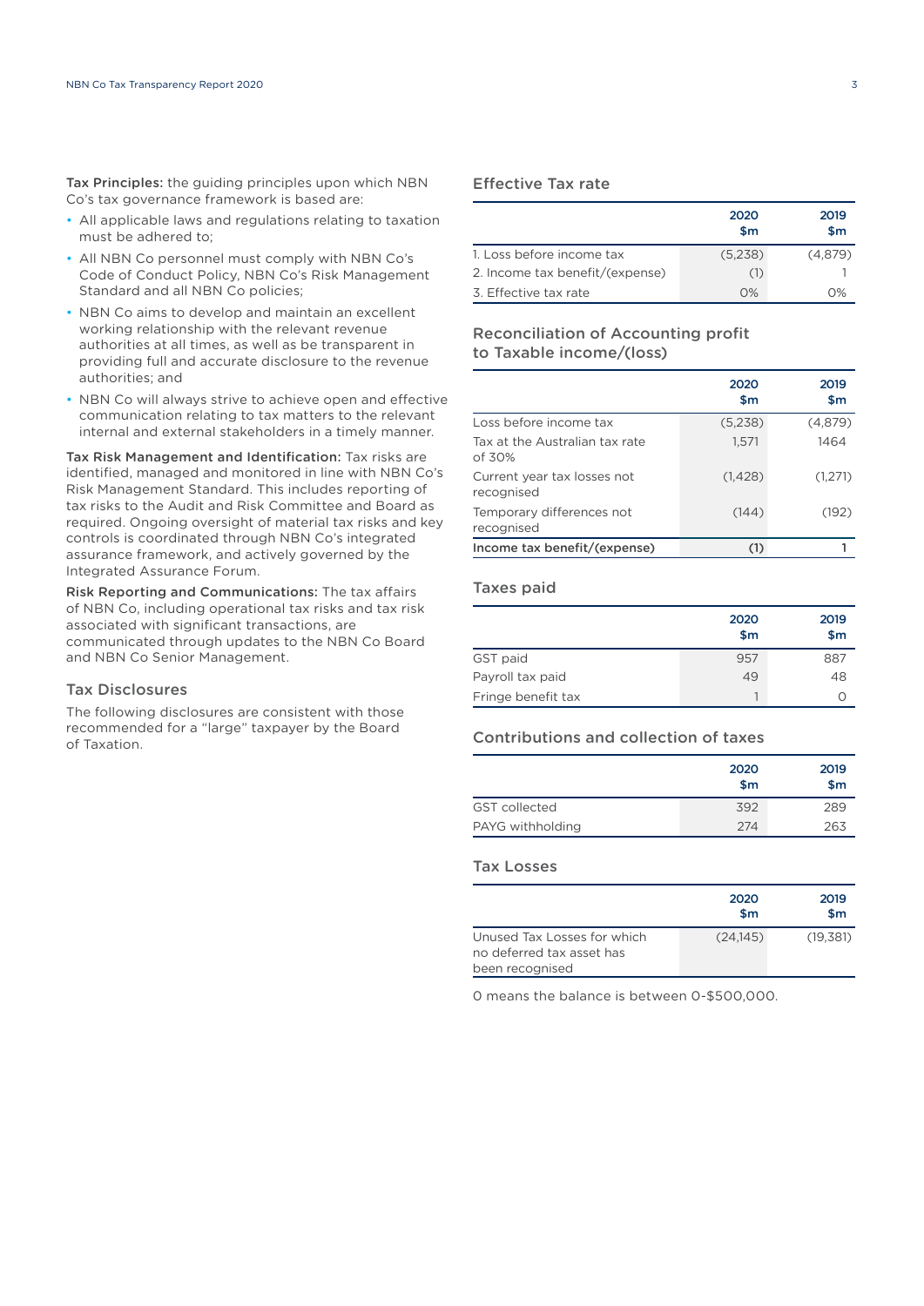**Tax Principles:** the guiding principles upon which NBN Co's tax governance framework is based are:

- All applicable laws and regulations relating to taxation must be adhered to;
- All NBN Co personnel must comply with NBN Co's Code of Conduct Policy, NBN Co's Risk Management Standard and all NBN Co policies;
- NBN Co aims to develop and maintain an excellent working relationship with the relevant revenue authorities at all times, as well as be transparent in providing full and accurate disclosure to the revenue authorities; and
- NBN Co will always strive to achieve open and effective communication relating to tax matters to the relevant internal and external stakeholders in a timely manner.

**Tax Risk Management and Identification:** Tax risks are identified, managed and monitored in line with NBN Co's Risk Management Standard. This includes reporting of tax risks to the Audit and Risk Committee and Board as required. Ongoing oversight of material tax risks and key controls is coordinated through NBN Co's integrated assurance framework, and actively governed by the Integrated Assurance Forum.

**Risk Reporting and Communications:** The tax affairs of NBN Co, including operational tax risks and tax risk associated with significant transactions, are communicated through updates to the NBN Co Board and NBN Co Senior Management.

## Tax Disclosures

The following disclosures are consistent with those recommended for a "large" taxpayer by the Board of Taxation.

## Effective Tax rate

| | 2020 $m | 2019 $m |
|---|---|---|
| 1. Loss before income tax | (5,238) | (4,879) |
| 2. Income tax benefit/(expense) | (1) | 1 |
| 3. Effective tax rate | 0% | 0% |

## Reconciliation of Accounting profit to Taxable income/(loss)

| | 2020 $m | 2019 $m |
|---|---|---|
| Loss before income tax | (5,238) | (4,879) |
| Tax at the Australian tax rate of 30% | 1,571 | 1464 |
| Current year tax losses not recognised | (1,428) | (1,271) |
| Temporary differences not recognised | (144) | (192) |
| Income tax benefit/(expense) | (1) | 1 |

## Taxes paid

| | 2020 $m | 2019 $m |
|---|---|---|
| GST paid | 957 | 887 |
| Payroll tax paid | 49 | 48 |
| Fringe benefit tax | 1 | 0 |

## Contributions and collection of taxes

| | 2020 $m | 2019 $m |
|---|---|---|
| GST collected | 392 | 289 |
| PAYG withholding | 274 | 263 |

## Tax Losses

| | 2020 $m | 2019 $m |
|---|---|---|
| Unused Tax Losses for which no deferred tax asset has been recognised | (24,145) | (19,381) |

0 means the balance is between 0-$500,000.